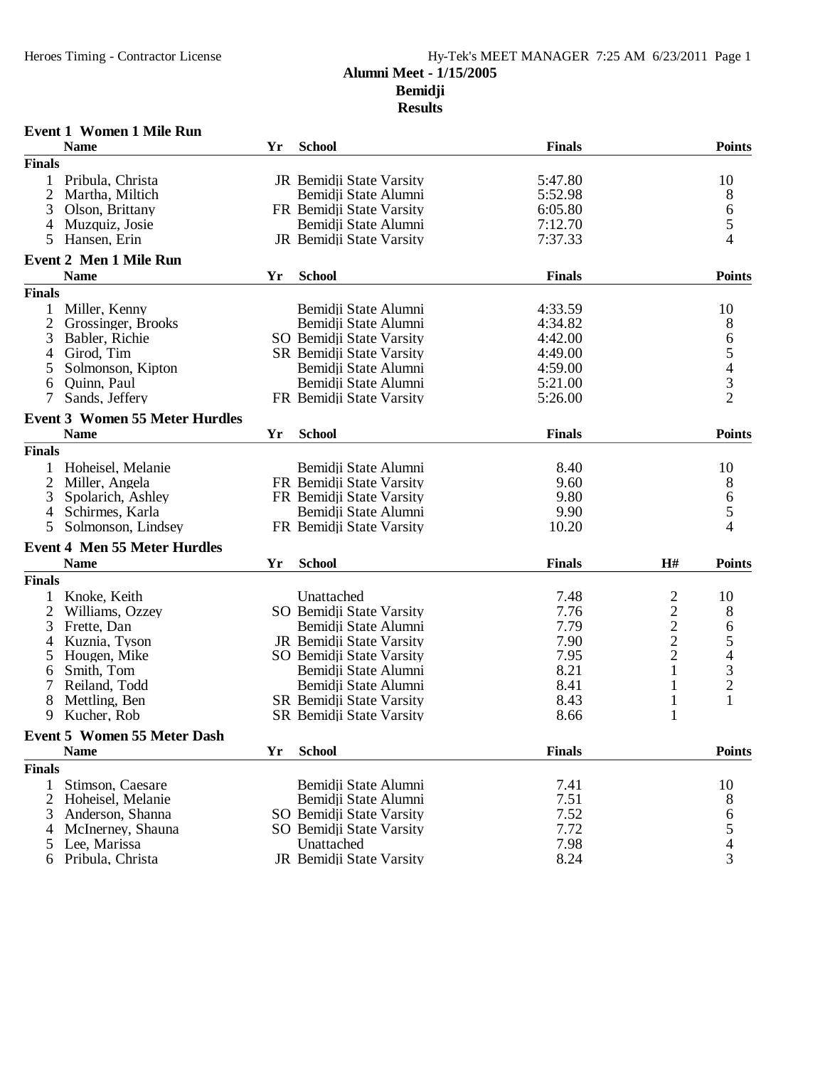# Alumni Meet - 1/15/2005

## Bemidji

## Results

### Event 1 Women 1 Mile Run

| | Name | Yr | School | Finals | Points |
|---|---|---|---|---|---|
| **Finals** | | | | | |
| 1 | Pribula, Christa | JR | Bemidji State Varsity | 5:47.80 | 10 |
| 2 | Martha, Miltich | | Bemidji State Alumni | 5:52.98 | 8 |
| 3 | Olson, Brittany | FR | Bemidji State Varsity | 6:05.80 | 6 |
| 4 | Muzquiz, Josie | | Bemidji State Alumni | 7:12.70 | 5 |
| 5 | Hansen, Erin | JR | Bemidji State Varsity | 7:37.33 | 4 |

### Event 2 Men 1 Mile Run

| | Name | Yr | School | Finals | Points |
|---|---|---|---|---|---|
| **Finals** | | | | | |
| 1 | Miller, Kenny | | Bemidji State Alumni | 4:33.59 | 10 |
| 2 | Grossinger, Brooks | | Bemidji State Alumni | 4:34.82 | 8 |
| 3 | Babler, Richie | SO | Bemidji State Varsity | 4:42.00 | 6 |
| 4 | Girod, Tim | SR | Bemidji State Varsity | 4:49.00 | 5 |
| 5 | Solmonson, Kipton | | Bemidji State Alumni | 4:59.00 | 4 |
| 6 | Quinn, Paul | | Bemidji State Alumni | 5:21.00 | 3 |
| 7 | Sands, Jeffery | FR | Bemidji State Varsity | 5:26.00 | 2 |

### Event 3 Women 55 Meter Hurdles

| | Name | Yr | School | Finals | Points |
|---|---|---|---|---|---|
| **Finals** | | | | | |
| 1 | Hoheisel, Melanie | | Bemidji State Alumni | 8.40 | 10 |
| 2 | Miller, Angela | FR | Bemidji State Varsity | 9.60 | 8 |
| 3 | Spolarich, Ashley | FR | Bemidji State Varsity | 9.80 | 6 |
| 4 | Schirmes, Karla | | Bemidji State Alumni | 9.90 | 5 |
| 5 | Solmonson, Lindsey | FR | Bemidji State Varsity | 10.20 | 4 |

### Event 4 Men 55 Meter Hurdles

| | Name | Yr | School | Finals | H# | Points |
|---|---|---|---|---|---|---|
| **Finals** | | | | | | |
| 1 | Knoke, Keith | | Unattached | 7.48 | 2 | 10 |
| 2 | Williams, Ozzey | SO | Bemidji State Varsity | 7.76 | 2 | 8 |
| 3 | Frette, Dan | | Bemidji State Alumni | 7.79 | 2 | 6 |
| 4 | Kuznia, Tyson | JR | Bemidji State Varsity | 7.90 | 2 | 5 |
| 5 | Hougen, Mike | SO | Bemidji State Varsity | 7.95 | 2 | 4 |
| 6 | Smith, Tom | | Bemidji State Alumni | 8.21 | 1 | 3 |
| 7 | Reiland, Todd | | Bemidji State Alumni | 8.41 | 1 | 2 |
| 8 | Mettling, Ben | SR | Bemidji State Varsity | 8.43 | 1 | 1 |
| 9 | Kucher, Rob | SR | Bemidji State Varsity | 8.66 | 1 | |

### Event 5 Women 55 Meter Dash

| | Name | Yr | School | Finals | Points |
|---|---|---|---|---|---|
| **Finals** | | | | | |
| 1 | Stimson, Caesare | | Bemidji State Alumni | 7.41 | 10 |
| 2 | Hoheisel, Melanie | | Bemidji State Alumni | 7.51 | 8 |
| 3 | Anderson, Shanna | SO | Bemidji State Varsity | 7.52 | 6 |
| 4 | McInerney, Shauna | SO | Bemidji State Varsity | 7.72 | 5 |
| 5 | Lee, Marissa | | Unattached | 7.98 | 4 |
| 6 | Pribula, Christa | JR | Bemidji State Varsity | 8.24 | 3 |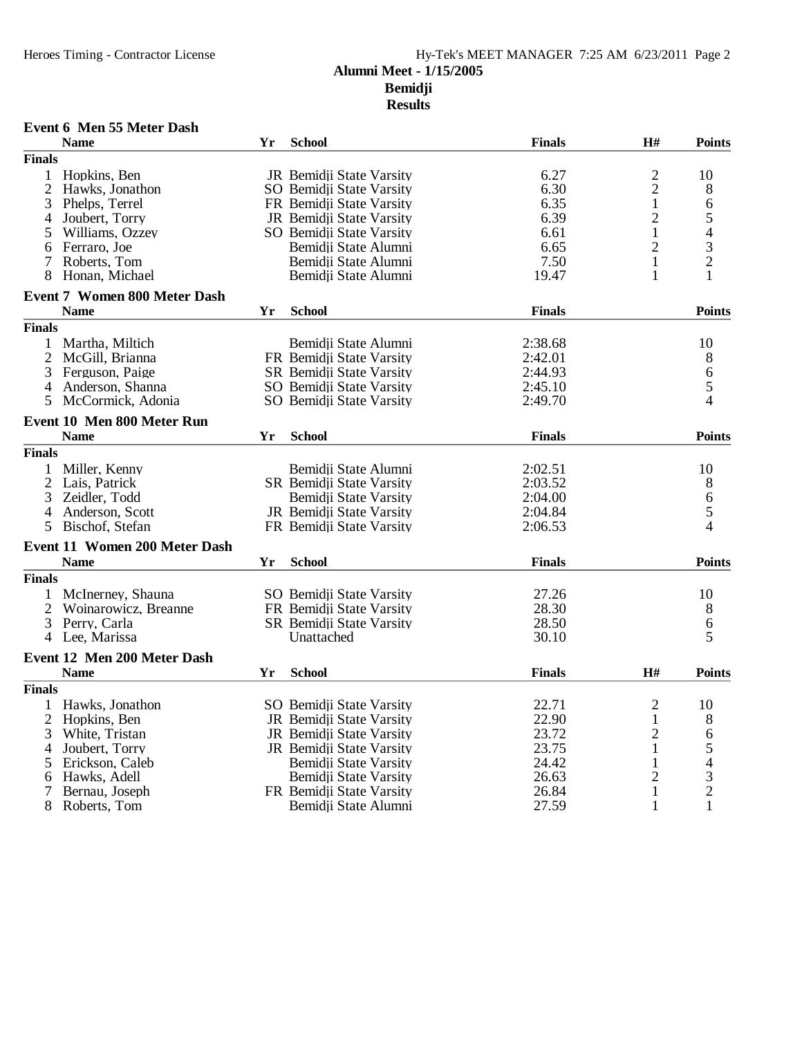# Alumni Meet - 1/15/2005
## Bemidji
## Results

### Event 6 Men 55 Meter Dash

| | Name | Yr | School | Finals | H# | Points |
|---|---|---|---|---|---|---|
| **Finals** | | | | | | |
| 1 | Hopkins, Ben | JR | Bemidji State Varsity | 6.27 | 2 | 10 |
| 2 | Hawks, Jonathon | SO | Bemidji State Varsity | 6.30 | 2 | 8 |
| 3 | Phelps, Terrel | FR | Bemidji State Varsity | 6.35 | 1 | 6 |
| 4 | Joubert, Torry | JR | Bemidji State Varsity | 6.39 | 2 | 5 |
| 5 | Williams, Ozzey | SO | Bemidji State Varsity | 6.61 | 1 | 4 |
| 6 | Ferraro, Joe | | Bemidji State Alumni | 6.65 | 2 | 3 |
| 7 | Roberts, Tom | | Bemidji State Alumni | 7.50 | 1 | 2 |
| 8 | Honan, Michael | | Bemidji State Alumni | 19.47 | 1 | 1 |

### Event 7 Women 800 Meter Dash

| | Name | Yr | School | Finals | Points |
|---|---|---|---|---|---|
| **Finals** | | | | | |
| 1 | Martha, Miltich | | Bemidji State Alumni | 2:38.68 | 10 |
| 2 | McGill, Brianna | FR | Bemidji State Varsity | 2:42.01 | 8 |
| 3 | Ferguson, Paige | SR | Bemidji State Varsity | 2:44.93 | 6 |
| 4 | Anderson, Shanna | SO | Bemidji State Varsity | 2:45.10 | 5 |
| 5 | McCormick, Adonia | SO | Bemidji State Varsity | 2:49.70 | 4 |

### Event 10 Men 800 Meter Run

| | Name | Yr | School | Finals | Points |
|---|---|---|---|---|---|
| **Finals** | | | | | |
| 1 | Miller, Kenny | | Bemidji State Alumni | 2:02.51 | 10 |
| 2 | Lais, Patrick | SR | Bemidji State Varsity | 2:03.52 | 8 |
| 3 | Zeidler, Todd | | Bemidji State Varsity | 2:04.00 | 6 |
| 4 | Anderson, Scott | JR | Bemidji State Varsity | 2:04.84 | 5 |
| 5 | Bischof, Stefan | FR | Bemidji State Varsity | 2:06.53 | 4 |

### Event 11 Women 200 Meter Dash

| | Name | Yr | School | Finals | Points |
|---|---|---|---|---|---|
| **Finals** | | | | | |
| 1 | McInerney, Shauna | SO | Bemidji State Varsity | 27.26 | 10 |
| 2 | Woinarowicz, Breanne | FR | Bemidji State Varsity | 28.30 | 8 |
| 3 | Perry, Carla | SR | Bemidji State Varsity | 28.50 | 6 |
| 4 | Lee, Marissa | | Unattached | 30.10 | 5 |

### Event 12 Men 200 Meter Dash

| | Name | Yr | School | Finals | H# | Points |
|---|---|---|---|---|---|---|
| **Finals** | | | | | | |
| 1 | Hawks, Jonathon | SO | Bemidji State Varsity | 22.71 | 2 | 10 |
| 2 | Hopkins, Ben | JR | Bemidji State Varsity | 22.90 | 1 | 8 |
| 3 | White, Tristan | JR | Bemidji State Varsity | 23.72 | 2 | 6 |
| 4 | Joubert, Torry | JR | Bemidji State Varsity | 23.75 | 1 | 5 |
| 5 | Erickson, Caleb | | Bemidji State Varsity | 24.42 | 1 | 4 |
| 6 | Hawks, Adell | | Bemidji State Varsity | 26.63 | 2 | 3 |
| 7 | Bernau, Joseph | FR | Bemidji State Varsity | 26.84 | 1 | 2 |
| 8 | Roberts, Tom | | Bemidji State Alumni | 27.59 | 1 | 1 |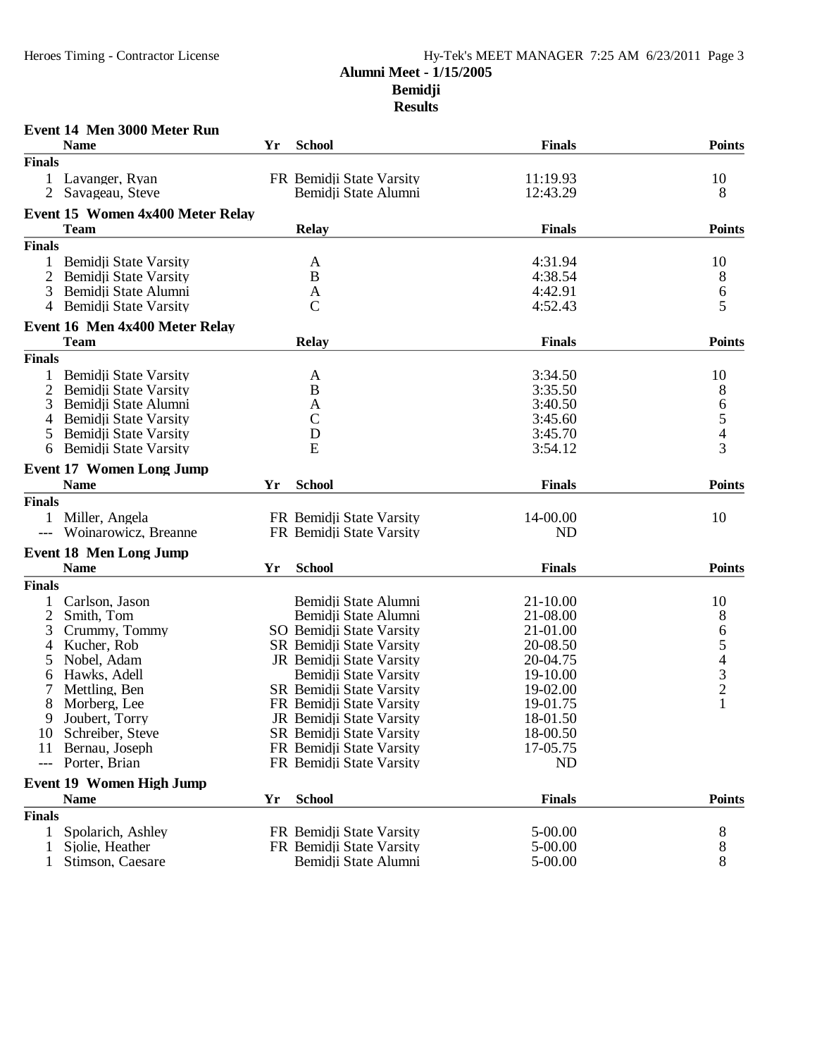# Alumni Meet - 1/15/2005
## Bemidji
### Results

**Event 14 Men 3000 Meter Run**

| | Name | Yr | School | Finals | Points |
|---|---|---|---|---|---|
| **Finals** | | | | | |
| 1 | Lavanger, Ryan | FR | Bemidji State Varsity | 11:19.93 | 10 |
| 2 | Savageau, Steve | | Bemidji State Alumni | 12:43.29 | 8 |

**Event 15 Women 4x400 Meter Relay**

| | Team | Relay | Finals | Points |
|---|---|---|---|---|
| **Finals** | | | | |
| 1 | Bemidji State Varsity | A | 4:31.94 | 10 |
| 2 | Bemidji State Varsity | B | 4:38.54 | 8 |
| 3 | Bemidji State Alumni | A | 4:42.91 | 6 |
| 4 | Bemidji State Varsity | C | 4:52.43 | 5 |

**Event 16 Men 4x400 Meter Relay**

| | Team | Relay | Finals | Points |
|---|---|---|---|---|
| **Finals** | | | | |
| 1 | Bemidji State Varsity | A | 3:34.50 | 10 |
| 2 | Bemidji State Varsity | B | 3:35.50 | 8 |
| 3 | Bemidji State Alumni | A | 3:40.50 | 6 |
| 4 | Bemidji State Varsity | C | 3:45.60 | 5 |
| 5 | Bemidji State Varsity | D | 3:45.70 | 4 |
| 6 | Bemidji State Varsity | E | 3:54.12 | 3 |

**Event 17 Women Long Jump**

| | Name | Yr | School | Finals | Points |
|---|---|---|---|---|---|
| **Finals** | | | | | |
| 1 | Miller, Angela | FR | Bemidji State Varsity | 14-00.00 | 10 |
| --- | Woinarowicz, Breanne | FR | Bemidji State Varsity | ND | |

**Event 18 Men Long Jump**

| | Name | Yr | School | Finals | Points |
|---|---|---|---|---|---|
| **Finals** | | | | | |
| 1 | Carlson, Jason | | Bemidji State Alumni | 21-10.00 | 10 |
| 2 | Smith, Tom | | Bemidji State Alumni | 21-08.00 | 8 |
| 3 | Crummy, Tommy | SO | Bemidji State Varsity | 21-01.00 | 6 |
| 4 | Kucher, Rob | SR | Bemidji State Varsity | 20-08.50 | 5 |
| 5 | Nobel, Adam | JR | Bemidji State Varsity | 20-04.75 | 4 |
| 6 | Hawks, Adell | | Bemidji State Varsity | 19-10.00 | 3 |
| 7 | Mettling, Ben | SR | Bemidji State Varsity | 19-02.00 | 2 |
| 8 | Morberg, Lee | FR | Bemidji State Varsity | 19-01.75 | 1 |
| 9 | Joubert, Torry | JR | Bemidji State Varsity | 18-01.50 | |
| 10 | Schreiber, Steve | SR | Bemidji State Varsity | 18-00.50 | |
| 11 | Bernau, Joseph | FR | Bemidji State Varsity | 17-05.75 | |
| --- | Porter, Brian | FR | Bemidji State Varsity | ND | |

**Event 19 Women High Jump**

| | Name | Yr | School | Finals | Points |
|---|---|---|---|---|---|
| **Finals** | | | | | |
| 1 | Spolarich, Ashley | FR | Bemidji State Varsity | 5-00.00 | 8 |
| 1 | Sjolie, Heather | FR | Bemidji State Varsity | 5-00.00 | 8 |
| 1 | Stimson, Caesare | | Bemidji State Alumni | 5-00.00 | 8 |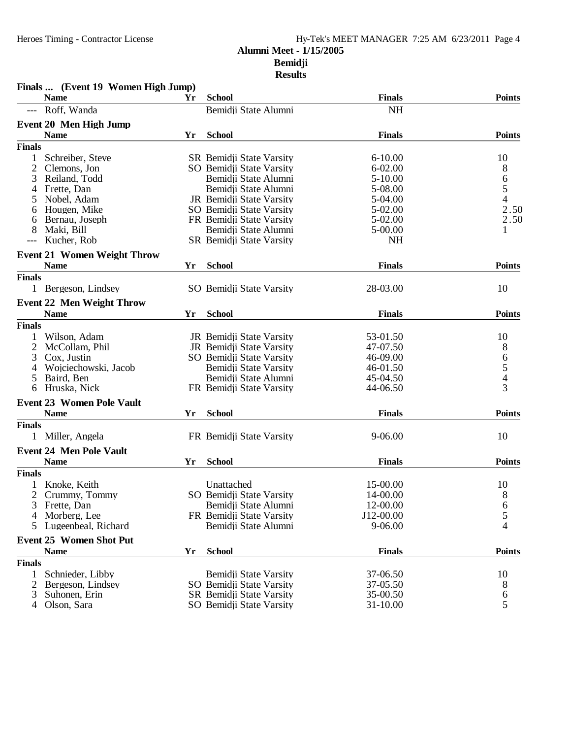**Alumni Meet - 1/15/2005**
**Bemidji**
**Results**

### Finals ... (Event 19 Women High Jump)

| | Name | Yr | School | Finals | Points |
|---|---|---|---|---|---|
| --- | Roff, Wanda | | Bemidji State Alumni | NH | |

### Event 20 Men High Jump

| | Name | Yr | School | Finals | Points |
|---|---|---|---|---|---|
| **Finals** | | | | | |
| 1 | Schreiber, Steve | SR | Bemidji State Varsity | 6-10.00 | 10 |
| 2 | Clemons, Jon | SO | Bemidji State Varsity | 6-02.00 | 8 |
| 3 | Reiland, Todd | | Bemidji State Alumni | 5-10.00 | 6 |
| 4 | Frette, Dan | | Bemidji State Alumni | 5-08.00 | 5 |
| 5 | Nobel, Adam | JR | Bemidji State Varsity | 5-04.00 | 4 |
| 6 | Hougen, Mike | SO | Bemidji State Varsity | 5-02.00 | 2.50 |
| 6 | Bernau, Joseph | FR | Bemidji State Varsity | 5-02.00 | 2.50 |
| 8 | Maki, Bill | | Bemidji State Alumni | 5-00.00 | 1 |
| --- | Kucher, Rob | SR | Bemidji State Varsity | NH | |

### Event 21 Women Weight Throw

| | Name | Yr | School | Finals | Points |
|---|---|---|---|---|---|
| **Finals** | | | | | |
| 1 | Bergeson, Lindsey | SO | Bemidji State Varsity | 28-03.00 | 10 |

### Event 22 Men Weight Throw

| | Name | Yr | School | Finals | Points |
|---|---|---|---|---|---|
| **Finals** | | | | | |
| 1 | Wilson, Adam | JR | Bemidji State Varsity | 53-01.50 | 10 |
| 2 | McCollam, Phil | JR | Bemidji State Varsity | 47-07.50 | 8 |
| 3 | Cox, Justin | SO | Bemidji State Varsity | 46-09.00 | 6 |
| 4 | Wojciechowski, Jacob | | Bemidji State Varsity | 46-01.50 | 5 |
| 5 | Baird, Ben | | Bemidji State Alumni | 45-04.50 | 4 |
| 6 | Hruska, Nick | FR | Bemidji State Varsity | 44-06.50 | 3 |

### Event 23 Women Pole Vault

| | Name | Yr | School | Finals | Points |
|---|---|---|---|---|---|
| **Finals** | | | | | |
| 1 | Miller, Angela | FR | Bemidji State Varsity | 9-06.00 | 10 |

### Event 24 Men Pole Vault

| | Name | Yr | School | Finals | Points |
|---|---|---|---|---|---|
| **Finals** | | | | | |
| 1 | Knoke, Keith | | Unattached | 15-00.00 | 10 |
| 2 | Crummy, Tommy | SO | Bemidji State Varsity | 14-00.00 | 8 |
| 3 | Frette, Dan | | Bemidji State Alumni | 12-00.00 | 6 |
| 4 | Morberg, Lee | FR | Bemidji State Varsity | J12-00.00 | 5 |
| 5 | Lugeenbeal, Richard | | Bemidji State Alumni | 9-06.00 | 4 |

### Event 25 Women Shot Put

| | Name | Yr | School | Finals | Points |
|---|---|---|---|---|---|
| **Finals** | | | | | |
| 1 | Schnieder, Libby | | Bemidji State Varsity | 37-06.50 | 10 |
| 2 | Bergeson, Lindsey | SO | Bemidji State Varsity | 37-05.50 | 8 |
| 3 | Suhonen, Erin | SR | Bemidji State Varsity | 35-00.50 | 6 |
| 4 | Olson, Sara | SO | Bemidji State Varsity | 31-10.00 | 5 |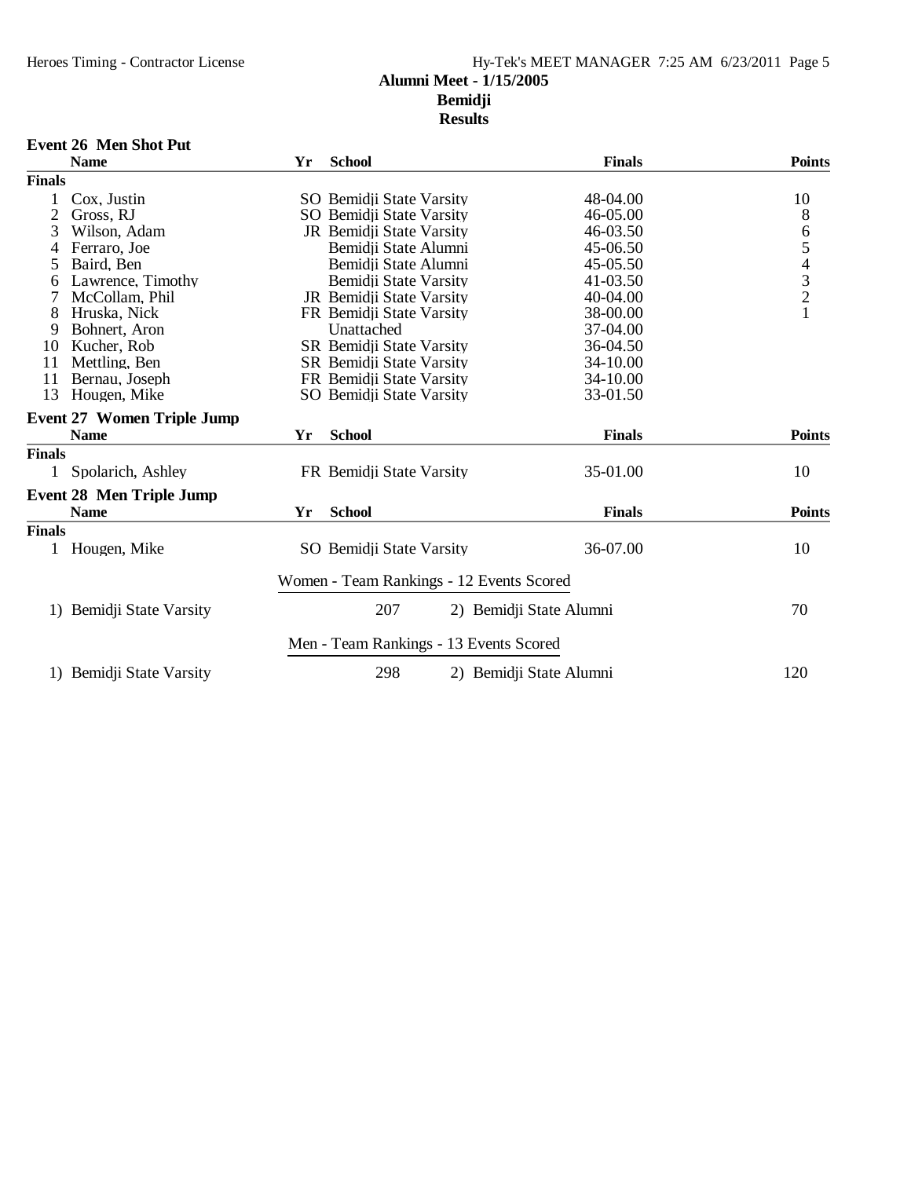# Alumni Meet - 1/15/2005
## Bemidji
## Results

### Event 26 Men Shot Put

| | Name | Yr | School | Finals | Points |
|---|---|---|---|---|---|
| **Finals** | | | | | |
| 1 | Cox, Justin | SO | Bemidji State Varsity | 48-04.00 | 10 |
| 2 | Gross, RJ | SO | Bemidji State Varsity | 46-05.00 | 8 |
| 3 | Wilson, Adam | JR | Bemidji State Varsity | 46-03.50 | 6 |
| 4 | Ferraro, Joe | | Bemidji State Alumni | 45-06.50 | 5 |
| 5 | Baird, Ben | | Bemidji State Alumni | 45-05.50 | 4 |
| 6 | Lawrence, Timothy | | Bemidji State Varsity | 41-03.50 | 3 |
| 7 | McCollam, Phil | JR | Bemidji State Varsity | 40-04.00 | 2 |
| 8 | Hruska, Nick | FR | Bemidji State Varsity | 38-00.00 | 1 |
| 9 | Bohnert, Aron | | Unattached | 37-04.00 | |
| 10 | Kucher, Rob | SR | Bemidji State Varsity | 36-04.50 | |
| 11 | Mettling, Ben | SR | Bemidji State Varsity | 34-10.00 | |
| 11 | Bernau, Joseph | FR | Bemidji State Varsity | 34-10.00 | |
| 13 | Hougen, Mike | SO | Bemidji State Varsity | 33-01.50 | |

### Event 27 Women Triple Jump

| | Name | Yr | School | Finals | Points |
|---|---|---|---|---|---|
| **Finals** | | | | | |
| 1 | Spolarich, Ashley | FR | Bemidji State Varsity | 35-01.00 | 10 |

### Event 28 Men Triple Jump

| | Name | Yr | School | Finals | Points |
|---|---|---|---|---|---|
| **Finals** | | | | | |
| 1 | Hougen, Mike | SO | Bemidji State Varsity | 36-07.00 | 10 |

### Women - Team Rankings - 12 Events Scored

| | | | |
|---|---|---|---|
| 1) Bemidji State Varsity | 207 | 2) Bemidji State Alumni | 70 |

### Men - Team Rankings - 13 Events Scored

| | | | |
|---|---|---|---|
| 1) Bemidji State Varsity | 298 | 2) Bemidji State Alumni | 120 |